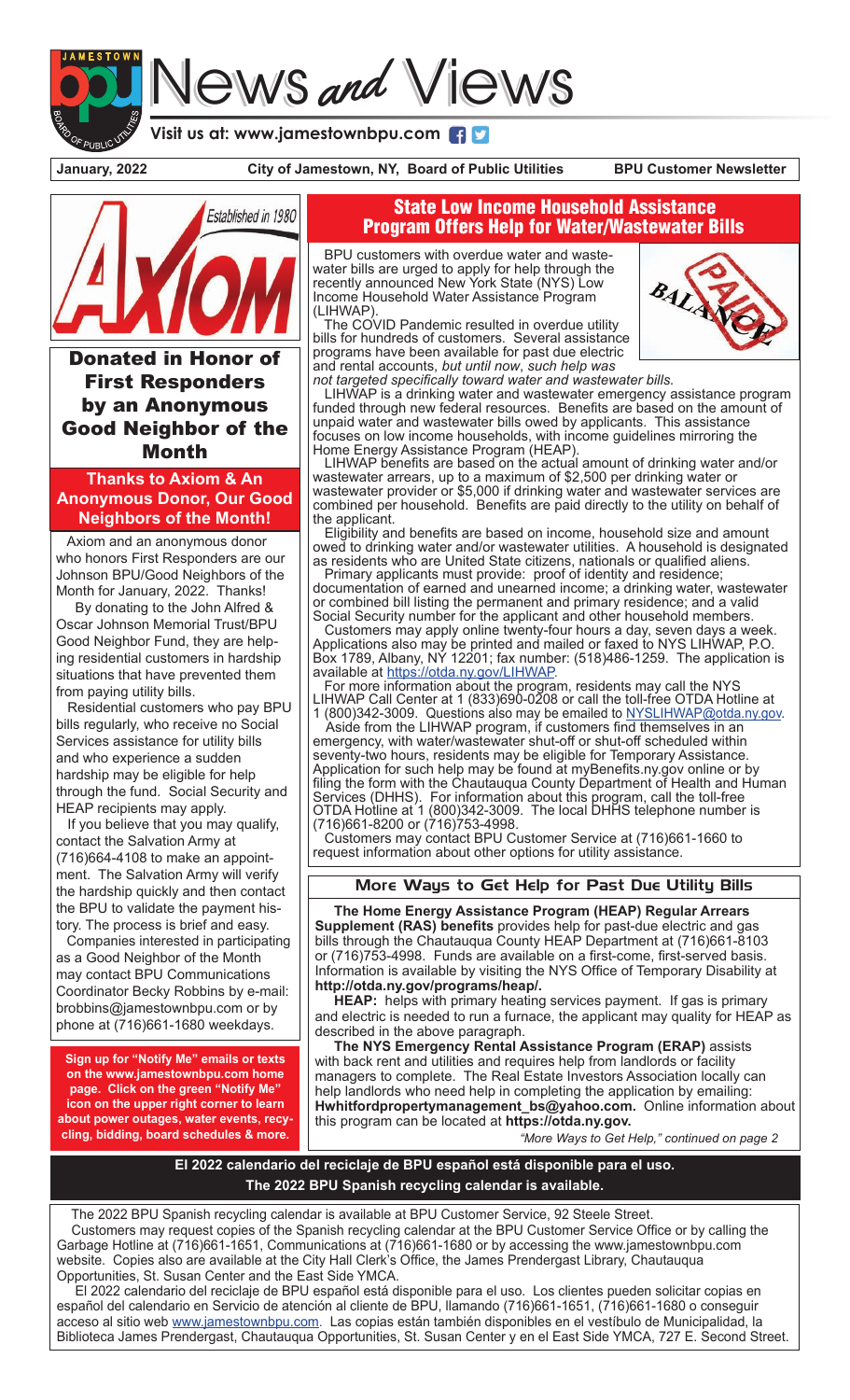# News and Views

Visit us at: www.jamestownbpu.com

January, 2022 City of Jamestown, NY, Board of Public Utilities BPU Customer Newsletter

Established in 1980

AXIOM

## Donated in Honor of First Responders by an Anonymous Good Neighbor of the Month

### Thanks to Axiom & An Anonymous Donor, Our Good Neighbors of the Month!

Axiom and an anonymous donor who honors First Responders are our Johnson BPU/Good Neighbors of the Month for January, 2022. Thanks!

By donating to the John Alfred & Oscar Johnson Memorial Trust/BPU Good Neighbor Fund, they are helping residential customers in hardship situations that have prevented them from paying utility bills.

Residential customers who pay BPU bills regularly, who receive no Social Services assistance for utility bills and who experience a sudden hardship may be eligible for help through the fund. Social Security and HEAP recipients may apply.

If you believe that you may qualify, contact the Salvation Army at (716)664-4108 to make an appointment. The Salvation Army will verify the hardship quickly and then contact the BPU to validate the payment history. The process is brief and easy.

Companies interested in participating as a Good Neighbor of the Month may contact BPU Communications Coordinator Becky Robbins by e-mail: brobbins@jamestownbpu.com or by phone at (716)661-1680 weekdays.

**Sign up for "Notify Me" emails or texts on the www.jamestownbpu.com home page. Click on the green "Notify Me" icon on the upper right corner to learn about power outages, water events, recycling, bidding, board schedules & more.**

## State Low Income Household Assistance Program Offers Help for Water/Wastewater Bills

BPU customers with overdue water and wastewater bills are urged to apply for help through the recently announced New York State (NYS) Low Income Household Water Assistance Program (LIHWAP).

The COVID Pandemic resulted in overdue utility bills for hundreds of customers. Several assistance programs have been available for past due electric and rental accounts, *but until now*, *such help was not targeted specifically toward water and wastewater bills.*

LIHWAP is a drinking water and wastewater emergency assistance program funded through new federal resources. Benefits are based on the amount of unpaid water and wastewater bills owed by applicants. This assistance focuses on low income households, with income guidelines mirroring the Home Energy Assistance Program (HEAP).

LIHWAP benefits are based on the actual amount of drinking water and/or wastewater arrears, up to a maximum of $2,500 per drinking water or wastewater provider or $5,000 if drinking water and wastewater services are combined per household. Benefits are paid directly to the utility on behalf of the applicant.

Eligibility and benefits are based on income, household size and amount owed to drinking water and/or wastewater utilities. A household is designated as residents who are United State citizens, nationals or qualified aliens.

Primary applicants must provide: proof of identity and residence; documentation of earned and unearned income; a drinking water, wastewater or combined bill listing the permanent and primary residence; and a valid Social Security number for the applicant and other household members.

Customers may apply online twenty-four hours a day, seven days a week. Applications also may be printed and mailed or faxed to NYS LIHWAP, P.O. Box 1789, Albany, NY 12201; fax number: (518)486-1259. The application is available at https://otda.ny.gov/LIHWAP.

For more information about the program, residents may call the NYS LIHWAP Call Center at 1 (833)690-0208 or call the toll-free OTDA Hotline at 1 (800)342-3009. Questions also may be emailed to NYSLIHWAP@otda.ny.gov.

Aside from the LIHWAP program, if customers find themselves in an emergency, with water/wastewater shut-off or shut-off scheduled within seventy-two hours, residents may be eligible for Temporary Assistance. Application for such help may be found at myBenefits.ny.gov online or by filing the form with the Chautauqua County Department of Health and Human Services (DHHS). For information about this program, call the toll-free OTDA Hotline at 1 (800)342-3009. The local DHHS telephone number is (716)661-8200 or (716)753-4998.

Customers may contact BPU Customer Service at (716)661-1660 to request information about other options for utility assistance.

## More Ways to Get Help for Past Due Utility Bills

**The Home Energy Assistance Program (HEAP) Regular Arrears Supplement (RAS) benefits** provides help for past-due electric and gas bills through the Chautauqua County HEAP Department at (716)661-8103 or (716)753-4998. Funds are available on a first-come, first-served basis. Information is available by visiting the NYS Office of Temporary Disability at **http://otda.ny.gov/programs/heap/.**

**HEAP:** helps with primary heating services payment. If gas is primary and electric is needed to run a furnace, the applicant may quality for HEAP as described in the above paragraph.

**The NYS Emergency Rental Assistance Program (ERAP)** assists with back rent and utilities and requires help from landlords or facility managers to complete. The Real Estate Investors Association locally can help landlords who need help in completing the application by emailing: **Hwhitfordpropertymanagement_bs@yahoo.com.** Online information about this program can be located at **https://otda.ny.gov.**

*"More Ways to Get Help," continued on page 2*

**El 2022 calendario del reciclaje de BPU español está disponible para el uso.**
**The 2022 BPU Spanish recycling calendar is available.**

The 2022 BPU Spanish recycling calendar is available at BPU Customer Service, 92 Steele Street.

Customers may request copies of the Spanish recycling calendar at the BPU Customer Service Office or by calling the Garbage Hotline at (716)661-1651, Communications at (716)661-1680 or by accessing the www.jamestownbpu.com website. Copies also are available at the City Hall Clerk's Office, the James Prendergast Library, Chautauqua Opportunities, St. Susan Center and the East Side YMCA.

El 2022 calendario del reciclaje de BPU español está disponible para el uso. Los clientes pueden solicitar copias en español del calendario en Servicio de atención al cliente de BPU, llamando (716)661-1651, (716)661-1680 o conseguir acceso al sitio web www.jamestownbpu.com. Las copias están también disponibles en el vestíbulo de Municipalidad, la Biblioteca James Prendergast, Chautauqua Opportunities, St. Susan Center y en el East Side YMCA, 727 E. Second Street.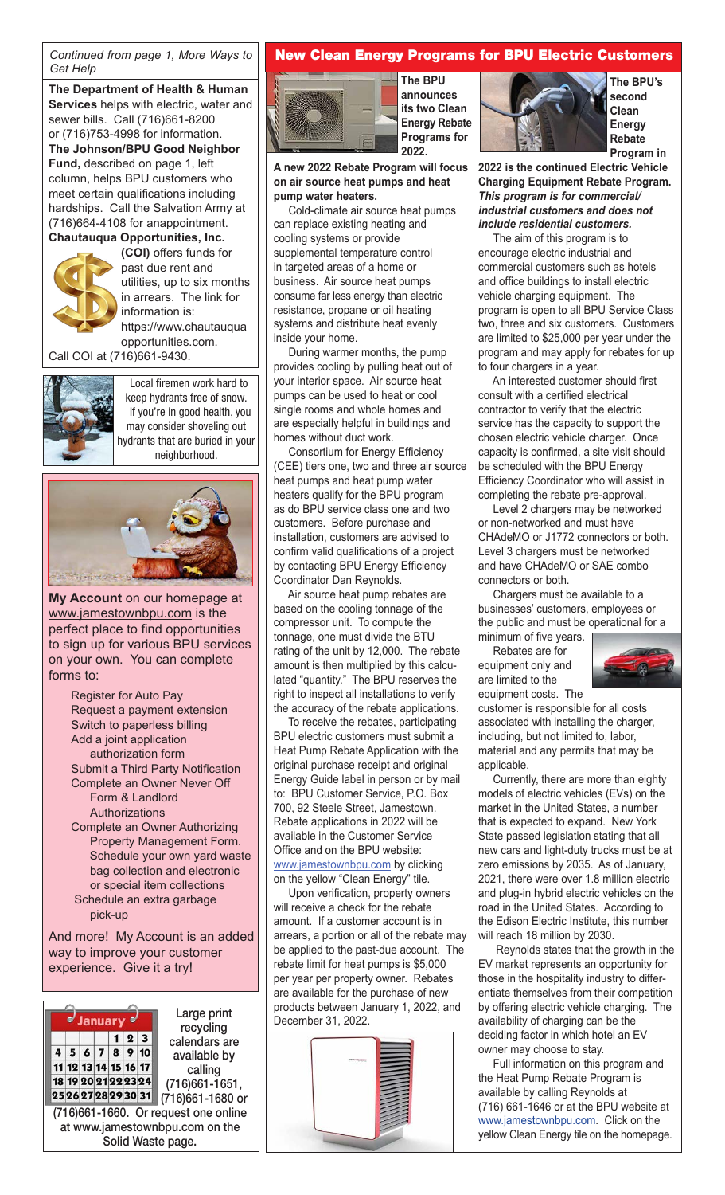*Continued from page 1, More Ways to Get Help*

**The Department of Health & Human Services** helps with electric, water and sewer bills. Call (716)661-8200 or (716)753-4998 for information.

**The Johnson/BPU Good Neighbor Fund,** described on page 1, left column, helps BPU customers who meet certain qualifications including hardships. Call the Salvation Army at (716)664-4108 for anappointment.

**Chautauqua Opportunities, Inc. (COI)** offers funds for past due rent and utilities, up to six months in arrears. The link for information is: https://www.chautauquaopportunities.com. Call COI at (716)661-9430.

Local firemen work hard to keep hydrants free of snow. If you're in good health, you may consider shoveling out hydrants that are buried in your neighborhood.

**My Account** on our homepage at www.jamestownbpu.com is the perfect place to find opportunities to sign up for various BPU services on your own. You can complete forms to:

- Register for Auto Pay
- Request a payment extension
- Switch to paperless billing
- Add a joint application authorization form
- Submit a Third Party Notification
- Complete an Owner Never Off Form & Landlord Authorizations
- Complete an Owner Authorizing Property Management Form. Schedule your own yard waste bag collection and electronic or special item collections
- Schedule an extra garbage pick-up

And more! My Account is an added way to improve your customer experience. Give it a try!

January

| | | | | | | |
|---|---|---|---|---|---|---|
| | | | | 1 | 2 | 3 |
| 4 | 5 | 6 | 7 | 8 | 9 | 10 |
| 11 | 12 | 13 | 14 | 15 | 16 | 17 |
| 18 | 19 | 20 | 21 | 22 | 23 | 24 |
| 25 | 26 | 27 | 28 | 29 | 30 | 31 |

Large print recycling calendars are available by calling (716)661-1651, (716)661-1680 or (716)661-1660. Or request one online at www.jamestownbpu.com on the Solid Waste page.

## New Clean Energy Programs for BPU Electric Customers

**The BPU announces its two Clean Energy Rebate Programs for 2022.**

**A new 2022 Rebate Program will focus on air source heat pumps and heat pump water heaters.**

Cold-climate air source heat pumps can replace existing heating and cooling systems or provide supplemental temperature control in targeted areas of a home or business. Air source heat pumps consume far less energy than electric resistance, propane or oil heating systems and distribute heat evenly inside your home.

During warmer months, the pump provides cooling by pulling heat out of your interior space. Air source heat pumps can be used to heat or cool single rooms and whole homes and are especially helpful in buildings and homes without duct work.

Consortium for Energy Efficiency (CEE) tiers one, two and three air source heat pumps and heat pump water heaters qualify for the BPU program as do BPU service class one and two customers. Before purchase and installation, customers are advised to confirm valid qualifications of a project by contacting BPU Energy Efficiency Coordinator Dan Reynolds.

Air source heat pump rebates are based on the cooling tonnage of the compressor unit. To compute the tonnage, one must divide the BTU rating of the unit by 12,000. The rebate amount is then multiplied by this calculated "quantity." The BPU reserves the right to inspect all installations to verify the accuracy of the rebate applications.

To receive the rebates, participating BPU electric customers must submit a Heat Pump Rebate Application with the original purchase receipt and original Energy Guide label in person or by mail to: BPU Customer Service, P.O. Box 700, 92 Steele Street, Jamestown. Rebate applications in 2022 will be available in the Customer Service Office and on the BPU website: www.jamestownbpu.com by clicking on the yellow "Clean Energy" tile.

Upon verification, property owners will receive a check for the rebate amount. If a customer account is in arrears, a portion or all of the rebate may be applied to the past-due account. The rebate limit for heat pumps is $5,000 per year per property owner. Rebates are available for the purchase of new products between January 1, 2022, and December 31, 2022.

**The BPU's second Clean Energy Rebate Program in 2022 is the continued Electric Vehicle Charging Equipment Rebate Program.** ***This program is for commercial/industrial customers and does not include residential customers.***

The aim of this program is to encourage electric industrial and commercial customers such as hotels and office buildings to install electric vehicle charging equipment. The program is open to all BPU Service Class two, three and six customers. Customers are limited to $25,000 per year under the program and may apply for rebates for up to four chargers in a year.

An interested customer should first consult with a certified electrical contractor to verify that the electric service has the capacity to support the chosen electric vehicle charger. Once capacity is confirmed, a site visit should be scheduled with the BPU Energy Efficiency Coordinator who will assist in completing the rebate pre-approval.

Level 2 chargers may be networked or non-networked and must have CHAdeMO or J1772 connectors or both. Level 3 chargers must be networked and have CHAdeMO or SAE combo connectors or both.

Chargers must be available to a businesses' customers, employees or the public and must be operational for a minimum of five years.

Rebates are for equipment only and are limited to the equipment costs. The customer is responsible for all costs associated with installing the charger, including, but not limited to, labor, material and any permits that may be applicable.

Currently, there are more than eighty models of electric vehicles (EVs) on the market in the United States, a number that is expected to expand. New York State passed legislation stating that all new cars and light-duty trucks must be at zero emissions by 2035. As of January, 2021, there were over 1.8 million electric and plug-in hybrid electric vehicles on the road in the United States. According to the Edison Electric Institute, this number will reach 18 million by 2030.

Reynolds states that the growth in the EV market represents an opportunity for those in the hospitality industry to differentiate themselves from their competition by offering electric vehicle charging. The availability of charging can be the deciding factor in which hotel an EV owner may choose to stay.

Full information on this program and the Heat Pump Rebate Program is available by calling Reynolds at (716) 661-1646 or at the BPU website at www.jamestownbpu.com. Click on the yellow Clean Energy tile on the homepage.